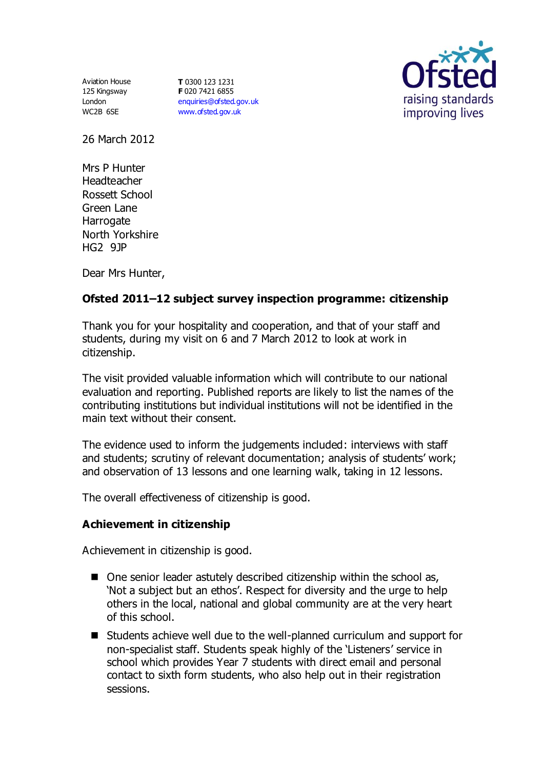Aviation House
125 Kingsway
London
WC2B 6SE

**T** 0300 123 1231
**F** 020 7421 6855
enquiries@ofsted.gov.uk
www.ofsted.gov.uk

Ofsted
raising standards
improving lives

26 March 2012

Mrs P Hunter
Headteacher
Rossett School
Green Lane
Harrogate
North Yorkshire
HG2 9JP

Dear Mrs Hunter,

**Ofsted 2011–12 subject survey inspection programme: citizenship**

Thank you for your hospitality and cooperation, and that of your staff and students, during my visit on 6 and 7 March 2012 to look at work in citizenship.

The visit provided valuable information which will contribute to our national evaluation and reporting. Published reports are likely to list the names of the contributing institutions but individual institutions will not be identified in the main text without their consent.

The evidence used to inform the judgements included: interviews with staff and students; scrutiny of relevant documentation; analysis of students' work; and observation of 13 lessons and one learning walk, taking in 12 lessons.

The overall effectiveness of citizenship is good.

## Achievement in citizenship

Achievement in citizenship is good.

- One senior leader astutely described citizenship within the school as, 'Not a subject but an ethos'. Respect for diversity and the urge to help others in the local, national and global community are at the very heart of this school.
- Students achieve well due to the well-planned curriculum and support for non-specialist staff. Students speak highly of the 'Listeners' service in school which provides Year 7 students with direct email and personal contact to sixth form students, who also help out in their registration sessions.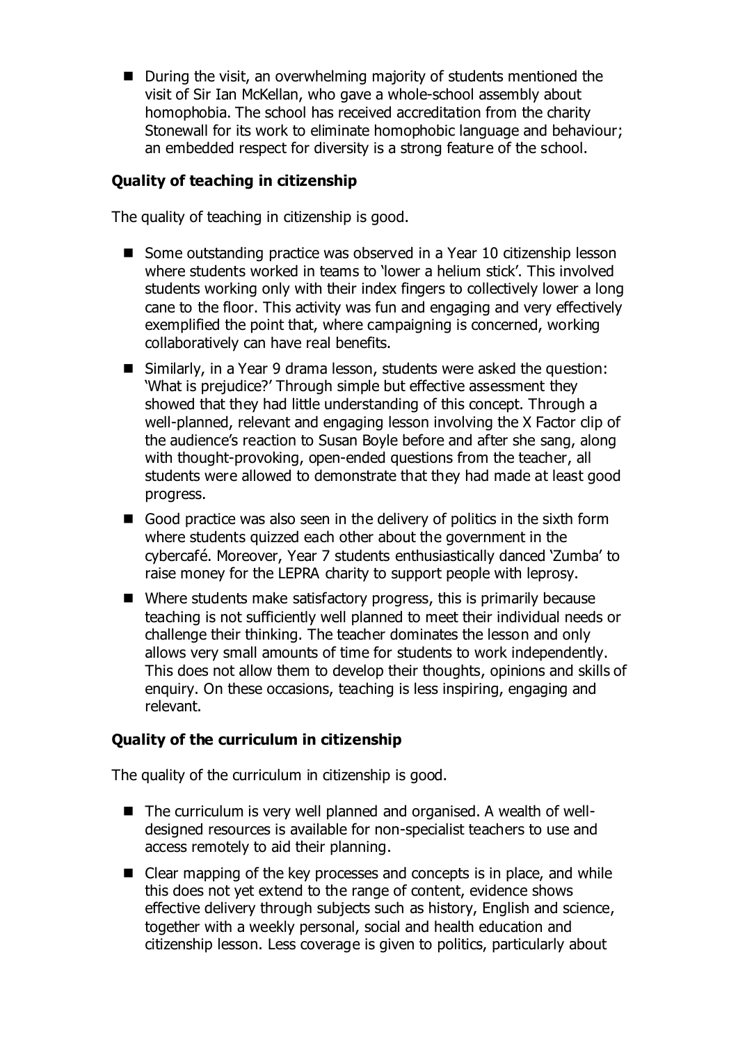- During the visit, an overwhelming majority of students mentioned the visit of Sir Ian McKellan, who gave a whole-school assembly about homophobia. The school has received accreditation from the charity Stonewall for its work to eliminate homophobic language and behaviour; an embedded respect for diversity is a strong feature of the school.

### Quality of teaching in citizenship

The quality of teaching in citizenship is good.

- Some outstanding practice was observed in a Year 10 citizenship lesson where students worked in teams to 'lower a helium stick'. This involved students working only with their index fingers to collectively lower a long cane to the floor. This activity was fun and engaging and very effectively exemplified the point that, where campaigning is concerned, working collaboratively can have real benefits.
- Similarly, in a Year 9 drama lesson, students were asked the question: 'What is prejudice?' Through simple but effective assessment they showed that they had little understanding of this concept. Through a well-planned, relevant and engaging lesson involving the X Factor clip of the audience's reaction to Susan Boyle before and after she sang, along with thought-provoking, open-ended questions from the teacher, all students were allowed to demonstrate that they had made at least good progress.
- Good practice was also seen in the delivery of politics in the sixth form where students quizzed each other about the government in the cybercafé. Moreover, Year 7 students enthusiastically danced 'Zumba' to raise money for the LEPRA charity to support people with leprosy.
- Where students make satisfactory progress, this is primarily because teaching is not sufficiently well planned to meet their individual needs or challenge their thinking. The teacher dominates the lesson and only allows very small amounts of time for students to work independently. This does not allow them to develop their thoughts, opinions and skills of enquiry. On these occasions, teaching is less inspiring, engaging and relevant.

### Quality of the curriculum in citizenship

The quality of the curriculum in citizenship is good.

- The curriculum is very well planned and organised. A wealth of well-designed resources is available for non-specialist teachers to use and access remotely to aid their planning.
- Clear mapping of the key processes and concepts is in place, and while this does not yet extend to the range of content, evidence shows effective delivery through subjects such as history, English and science, together with a weekly personal, social and health education and citizenship lesson. Less coverage is given to politics, particularly about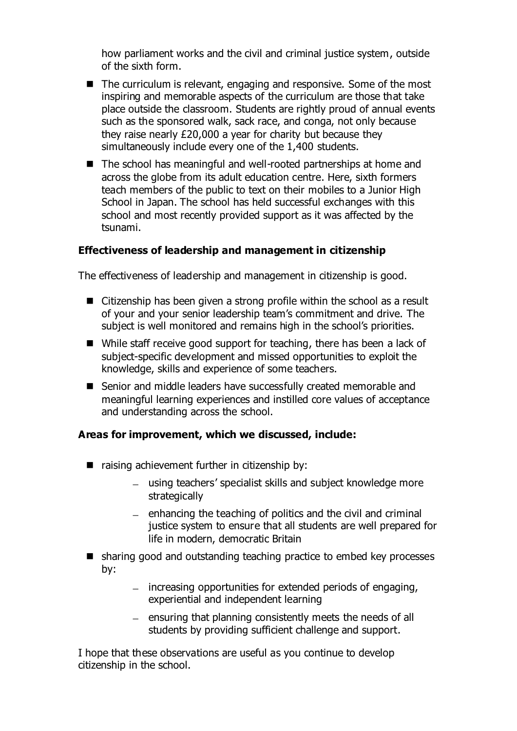how parliament works and the civil and criminal justice system, outside of the sixth form.

- The curriculum is relevant, engaging and responsive. Some of the most inspiring and memorable aspects of the curriculum are those that take place outside the classroom. Students are rightly proud of annual events such as the sponsored walk, sack race, and conga, not only because they raise nearly £20,000 a year for charity but because they simultaneously include every one of the 1,400 students.
- The school has meaningful and well-rooted partnerships at home and across the globe from its adult education centre. Here, sixth formers teach members of the public to text on their mobiles to a Junior High School in Japan. The school has held successful exchanges with this school and most recently provided support as it was affected by the tsunami.

**Effectiveness of leadership and management in citizenship**

The effectiveness of leadership and management in citizenship is good.

- Citizenship has been given a strong profile within the school as a result of your and your senior leadership team's commitment and drive. The subject is well monitored and remains high in the school's priorities.
- While staff receive good support for teaching, there has been a lack of subject-specific development and missed opportunities to exploit the knowledge, skills and experience of some teachers.
- Senior and middle leaders have successfully created memorable and meaningful learning experiences and instilled core values of acceptance and understanding across the school.

**Areas for improvement, which we discussed, include:**

- raising achievement further in citizenship by:
  - using teachers' specialist skills and subject knowledge more strategically
  - enhancing the teaching of politics and the civil and criminal justice system to ensure that all students are well prepared for life in modern, democratic Britain
- sharing good and outstanding teaching practice to embed key processes by:
  - increasing opportunities for extended periods of engaging, experiential and independent learning
  - ensuring that planning consistently meets the needs of all students by providing sufficient challenge and support.

I hope that these observations are useful as you continue to develop citizenship in the school.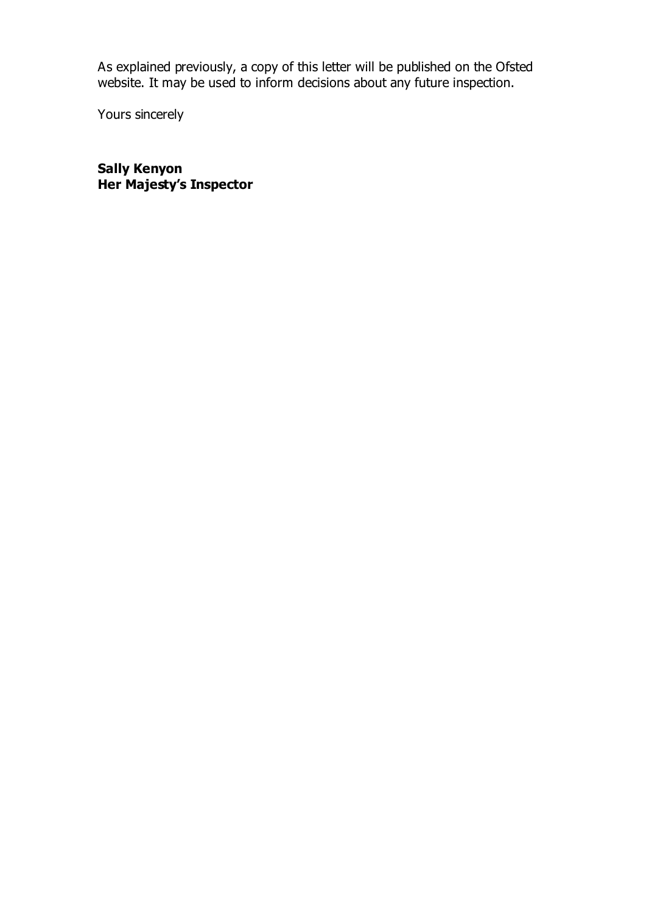As explained previously, a copy of this letter will be published on the Ofsted website. It may be used to inform decisions about any future inspection.

Yours sincerely

**Sally Kenyon**
**Her Majesty's Inspector**